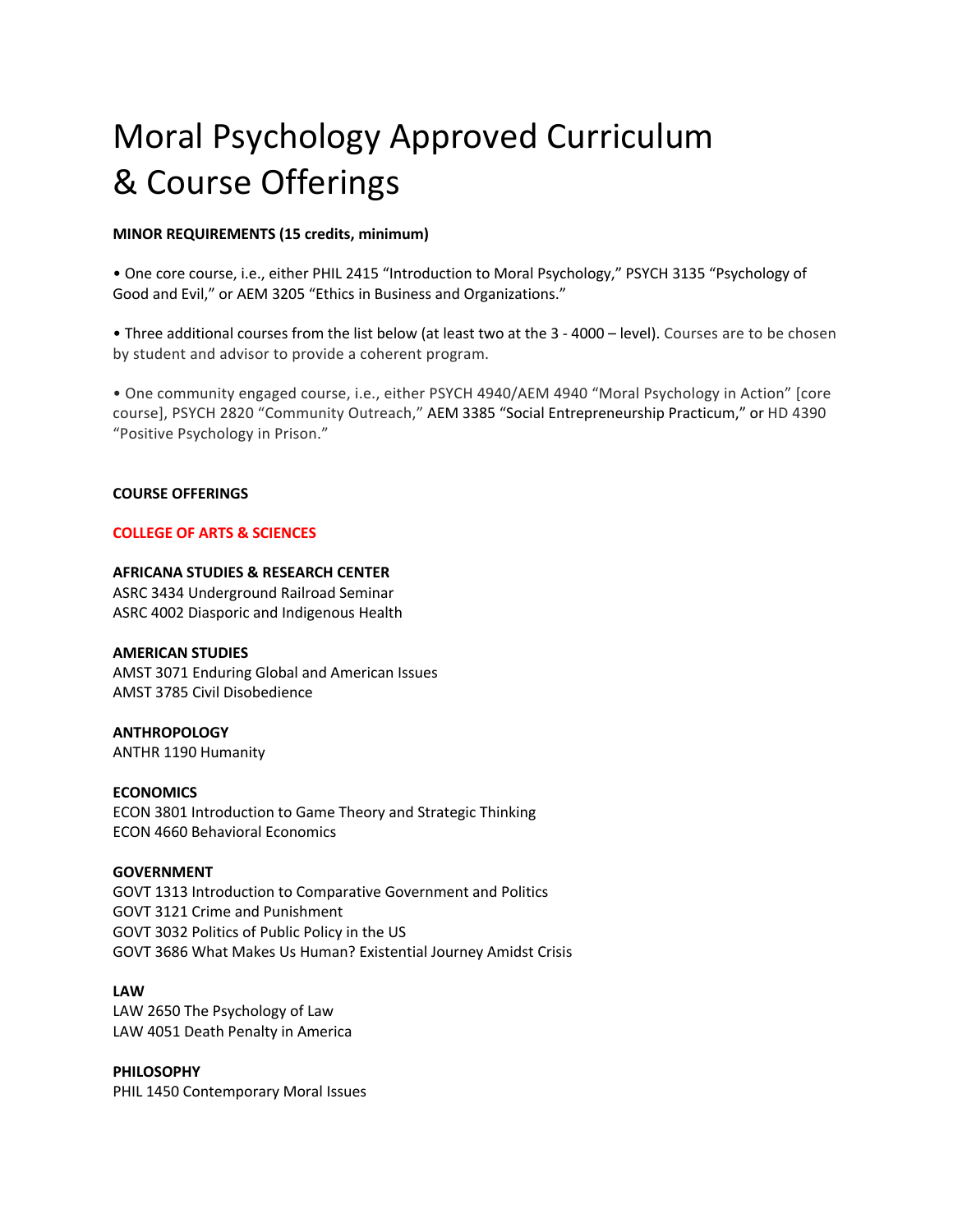# Moral Psychology Approved Curriculum & Course Offerings

**MINOR REQUIREMENTS (15 credits, minimum)**

• One core course, i.e., either PHIL 2415 "Introduction to Moral Psychology," PSYCH 3135 "Psychology of Good and Evil," or AEM 3205 "Ethics in Business and Organizations."

• Three additional courses from the list below (at least two at the 3 - 4000 – level). Courses are to be chosen by student and advisor to provide a coherent program.

• One community engaged course, i.e., either PSYCH 4940/AEM 4940 "Moral Psychology in Action" [core course], PSYCH 2820 "Community Outreach," AEM 3385 "Social Entrepreneurship Practicum," or HD 4390 "Positive Psychology in Prison."

**COURSE OFFERINGS**

**COLLEGE OF ARTS & SCIENCES**

**AFRICANA STUDIES & RESEARCH CENTER**
ASRC 3434 Underground Railroad Seminar
ASRC 4002 Diasporic and Indigenous Health

**AMERICAN STUDIES**
AMST 3071 Enduring Global and American Issues
AMST 3785 Civil Disobedience

**ANTHROPOLOGY**
ANTHR 1190 Humanity

**ECONOMICS**
ECON 3801 Introduction to Game Theory and Strategic Thinking
ECON 4660 Behavioral Economics

**GOVERNMENT**
GOVT 1313 Introduction to Comparative Government and Politics
GOVT 3121 Crime and Punishment
GOVT 3032 Politics of Public Policy in the US
GOVT 3686 What Makes Us Human? Existential Journey Amidst Crisis

**LAW**
LAW 2650 The Psychology of Law
LAW 4051 Death Penalty in America

**PHILOSOPHY**
PHIL 1450 Contemporary Moral Issues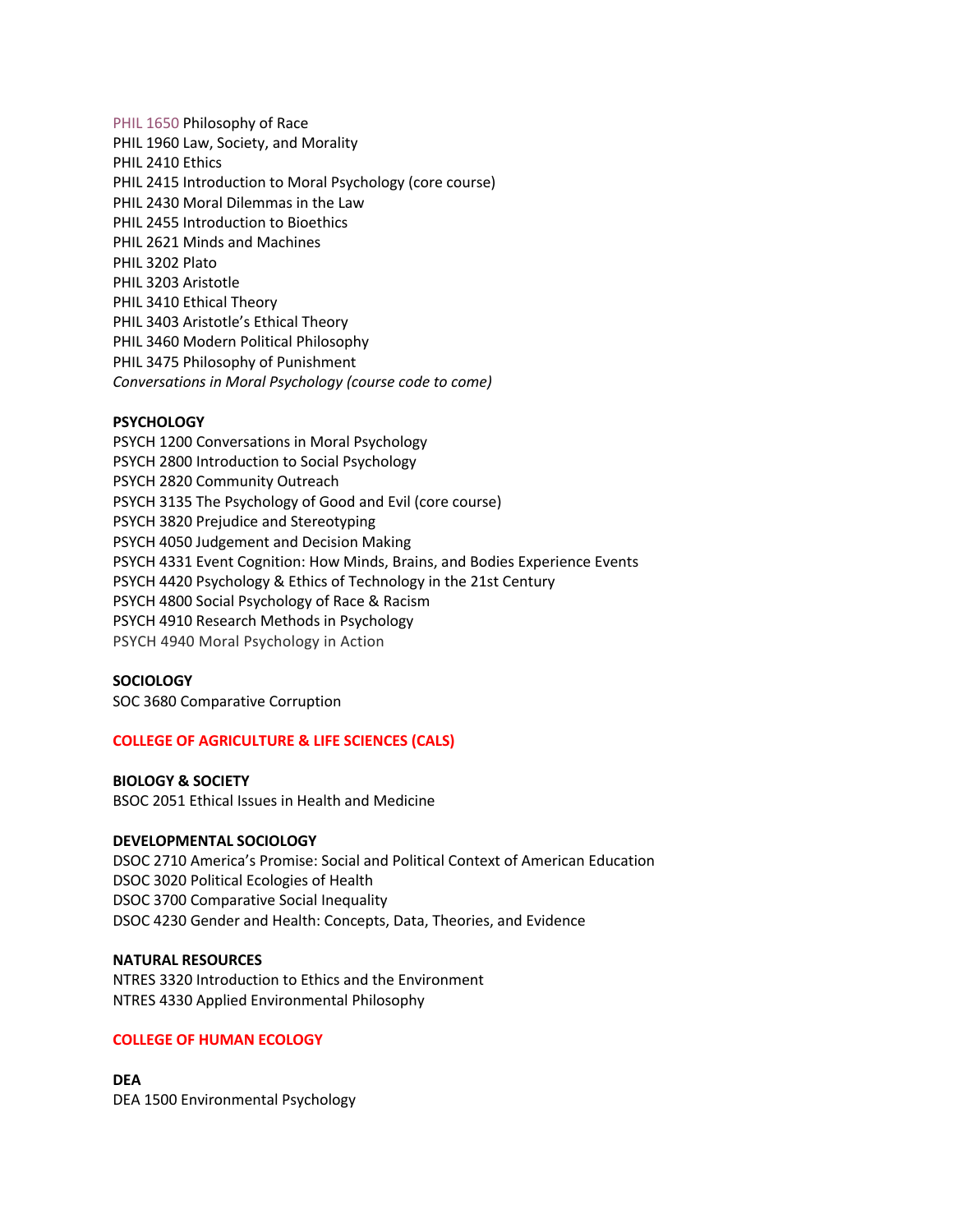PHIL 1650 Philosophy of Race
PHIL 1960 Law, Society, and Morality
PHIL 2410 Ethics
PHIL 2415 Introduction to Moral Psychology (core course)
PHIL 2430 Moral Dilemmas in the Law
PHIL 2455 Introduction to Bioethics
PHIL 2621 Minds and Machines
PHIL 3202 Plato
PHIL 3203 Aristotle
PHIL 3410 Ethical Theory
PHIL 3403 Aristotle's Ethical Theory
PHIL 3460 Modern Political Philosophy
PHIL 3475 Philosophy of Punishment
*Conversations in Moral Psychology (course code to come)*

**PSYCHOLOGY**
PSYCH 1200 Conversations in Moral Psychology
PSYCH 2800 Introduction to Social Psychology
PSYCH 2820 Community Outreach
PSYCH 3135 The Psychology of Good and Evil (core course)
PSYCH 3820 Prejudice and Stereotyping
PSYCH 4050 Judgement and Decision Making
PSYCH 4331 Event Cognition: How Minds, Brains, and Bodies Experience Events
PSYCH 4420 Psychology & Ethics of Technology in the 21st Century
PSYCH 4800 Social Psychology of Race & Racism
PSYCH 4910 Research Methods in Psychology
PSYCH 4940 Moral Psychology in Action

**SOCIOLOGY**
SOC 3680 Comparative Corruption

**COLLEGE OF AGRICULTURE & LIFE SCIENCES (CALS)**

**BIOLOGY & SOCIETY**
BSOC 2051 Ethical Issues in Health and Medicine

**DEVELOPMENTAL SOCIOLOGY**
DSOC 2710 America's Promise: Social and Political Context of American Education
DSOC 3020 Political Ecologies of Health
DSOC 3700 Comparative Social Inequality
DSOC 4230 Gender and Health: Concepts, Data, Theories, and Evidence

**NATURAL RESOURCES**
NTRES 3320 Introduction to Ethics and the Environment
NTRES 4330 Applied Environmental Philosophy

**COLLEGE OF HUMAN ECOLOGY**

**DEA**
DEA 1500 Environmental Psychology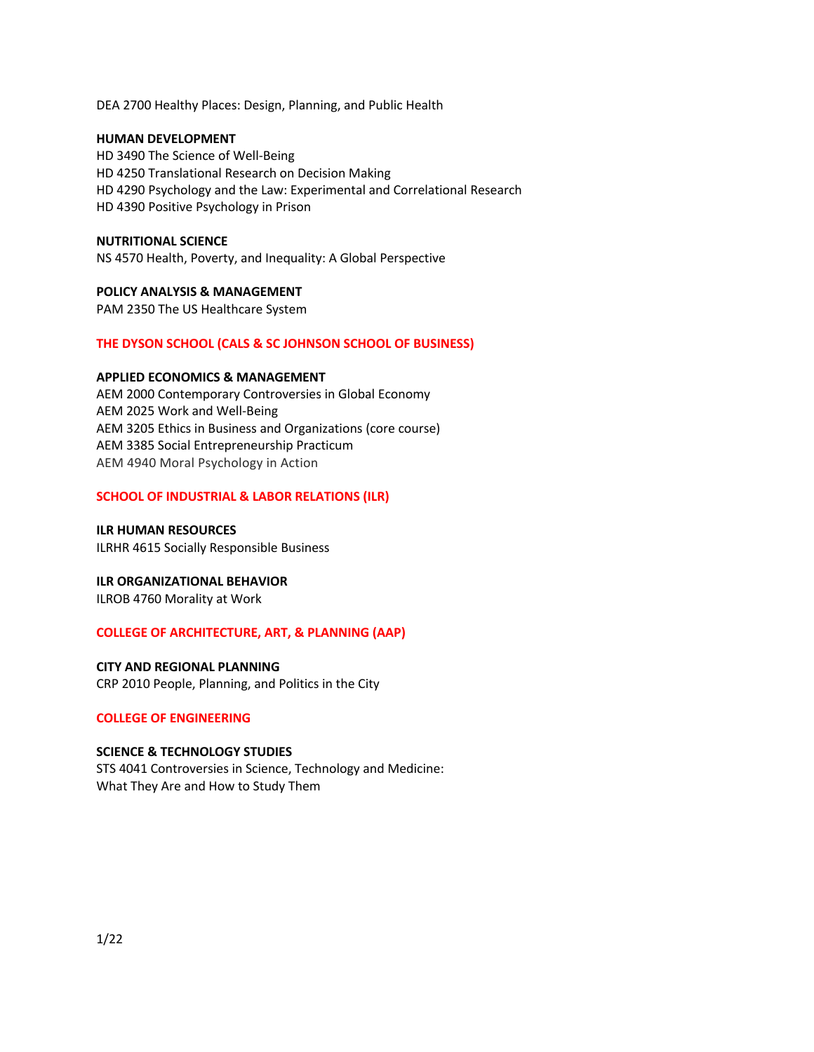DEA 2700 Healthy Places: Design, Planning, and Public Health

**HUMAN DEVELOPMENT**
HD 3490 The Science of Well-Being
HD 4250 Translational Research on Decision Making
HD 4290 Psychology and the Law: Experimental and Correlational Research
HD 4390 Positive Psychology in Prison

**NUTRITIONAL SCIENCE**
NS 4570 Health, Poverty, and Inequality: A Global Perspective

**POLICY ANALYSIS & MANAGEMENT**
PAM 2350 The US Healthcare System

## THE DYSON SCHOOL (CALS & SC JOHNSON SCHOOL OF BUSINESS)

**APPLIED ECONOMICS & MANAGEMENT**
AEM 2000 Contemporary Controversies in Global Economy
AEM 2025 Work and Well-Being
AEM 3205 Ethics in Business and Organizations (core course)
AEM 3385 Social Entrepreneurship Practicum
AEM 4940 Moral Psychology in Action

## SCHOOL OF INDUSTRIAL & LABOR RELATIONS (ILR)

**ILR HUMAN RESOURCES**
ILRHR 4615 Socially Responsible Business

**ILR ORGANIZATIONAL BEHAVIOR**
ILROB 4760 Morality at Work

## COLLEGE OF ARCHITECTURE, ART, & PLANNING (AAP)

**CITY AND REGIONAL PLANNING**
CRP 2010 People, Planning, and Politics in the City

## COLLEGE OF ENGINEERING

**SCIENCE & TECHNOLOGY STUDIES**
STS 4041 Controversies in Science, Technology and Medicine:
What They Are and How to Study Them

1/22